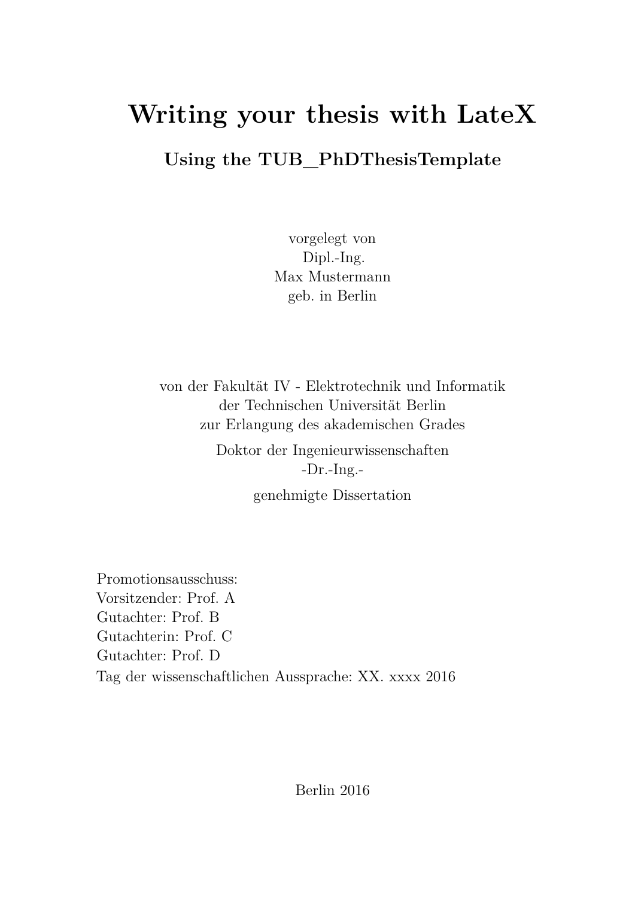# Writing your thesis with LateX

## Using the TUB_PhDThesisTemplate

vorgelegt von
Dipl.-Ing.
Max Mustermann
geb. in Berlin

von der Fakultät IV - Elektrotechnik und Informatik
der Technischen Universität Berlin
zur Erlangung des akademischen Grades

Doktor der Ingenieurwissenschaften
-Dr.-Ing.-

genehmigte Dissertation

Promotionsausschuss:
Vorsitzender: Prof. A
Gutachter: Prof. B
Gutachterin: Prof. C
Gutachter: Prof. D
Tag der wissenschaftlichen Aussprache: XX. xxxx 2016

Berlin 2016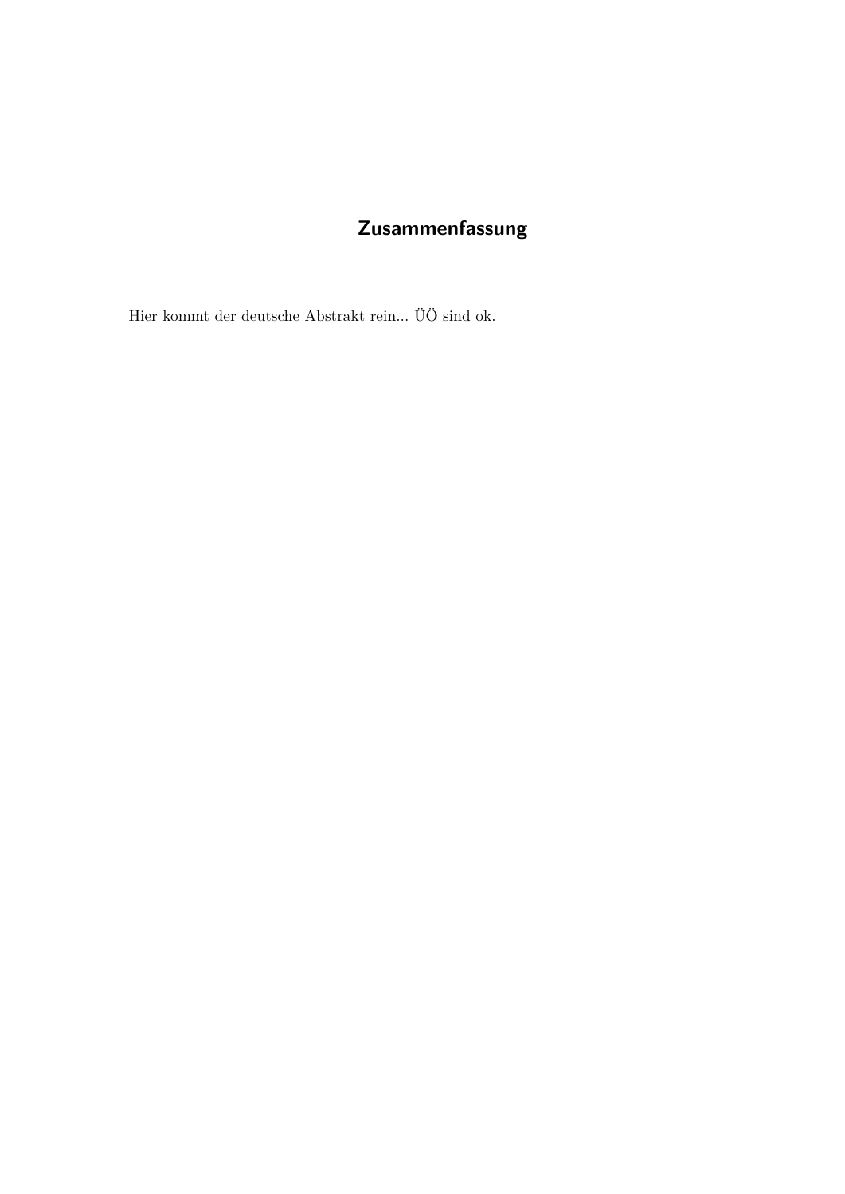# Zusammenfassung

Hier kommt der deutsche Abstrakt rein... ÜÖ sind ok.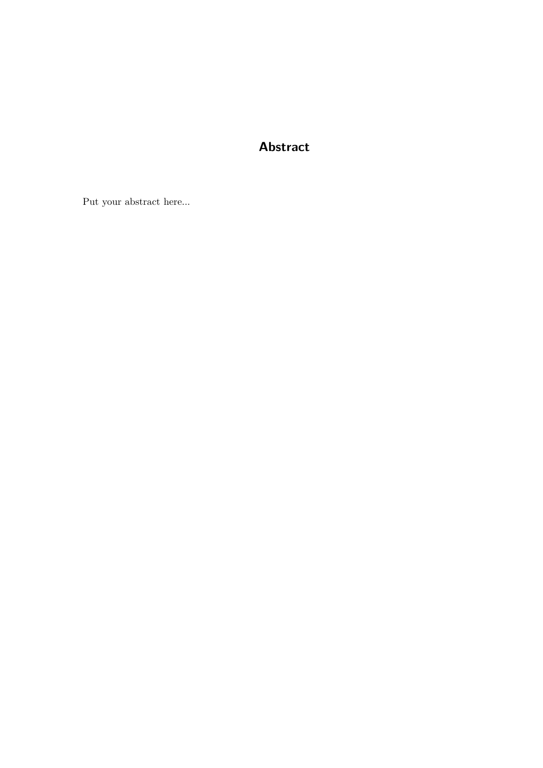# Abstract

Put your abstract here...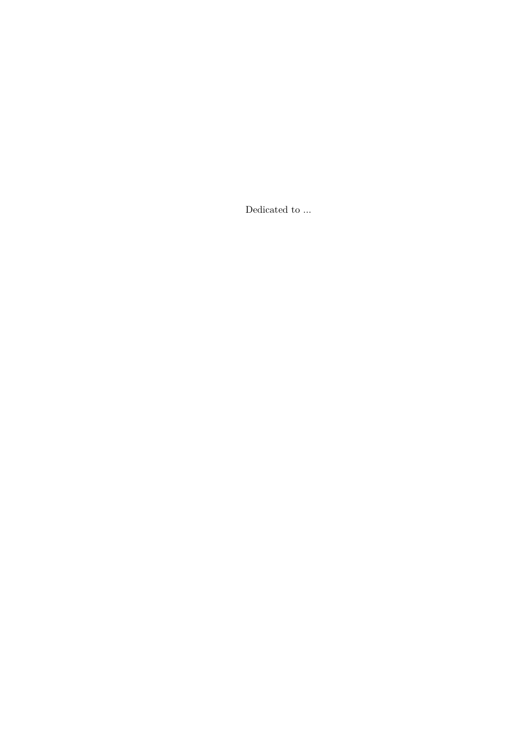Dedicated to ...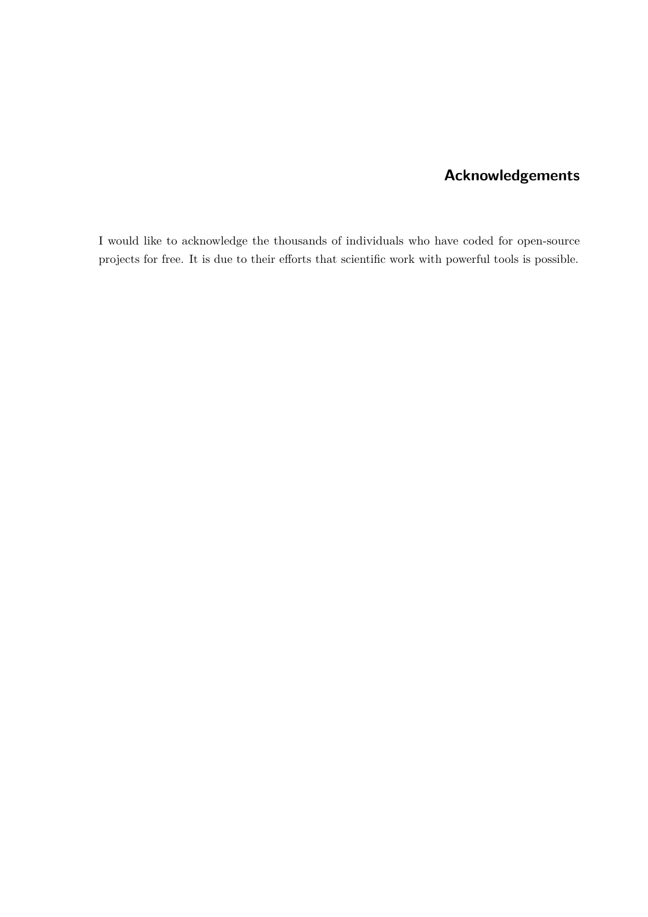# Acknowledgements

I would like to acknowledge the thousands of individuals who have coded for open-source projects for free. It is due to their efforts that scientific work with powerful tools is possible.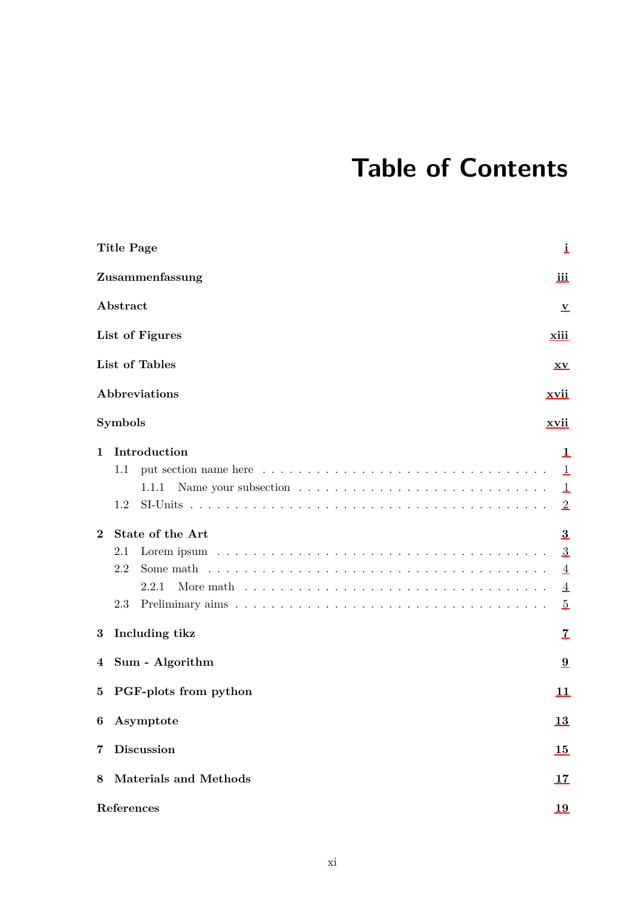# Table of Contents

**Title Page** i

**Zusammenfassung** iii

**Abstract** v

**List of Figures** xiii

**List of Tables** xv

**Abbreviations** xvii

**Symbols** xvii

**1 Introduction** 1
- 1.1 put section name here . . . 1
  - 1.1.1 Name your subsection . . . 1
- 1.2 SI-Units . . . 2

**2 State of the Art** 3
- 2.1 Lorem ipsum . . . 3
- 2.2 Some math . . . 4
  - 2.2.1 More math . . . 4
- 2.3 Preliminary aims . . . 5

**3 Including tikz** 7

**4 Sum - Algorithm** 9

**5 PGF-plots from python** 11

**6 Asymptote** 13

**7 Discussion** 15

**8 Materials and Methods** 17

**References** 19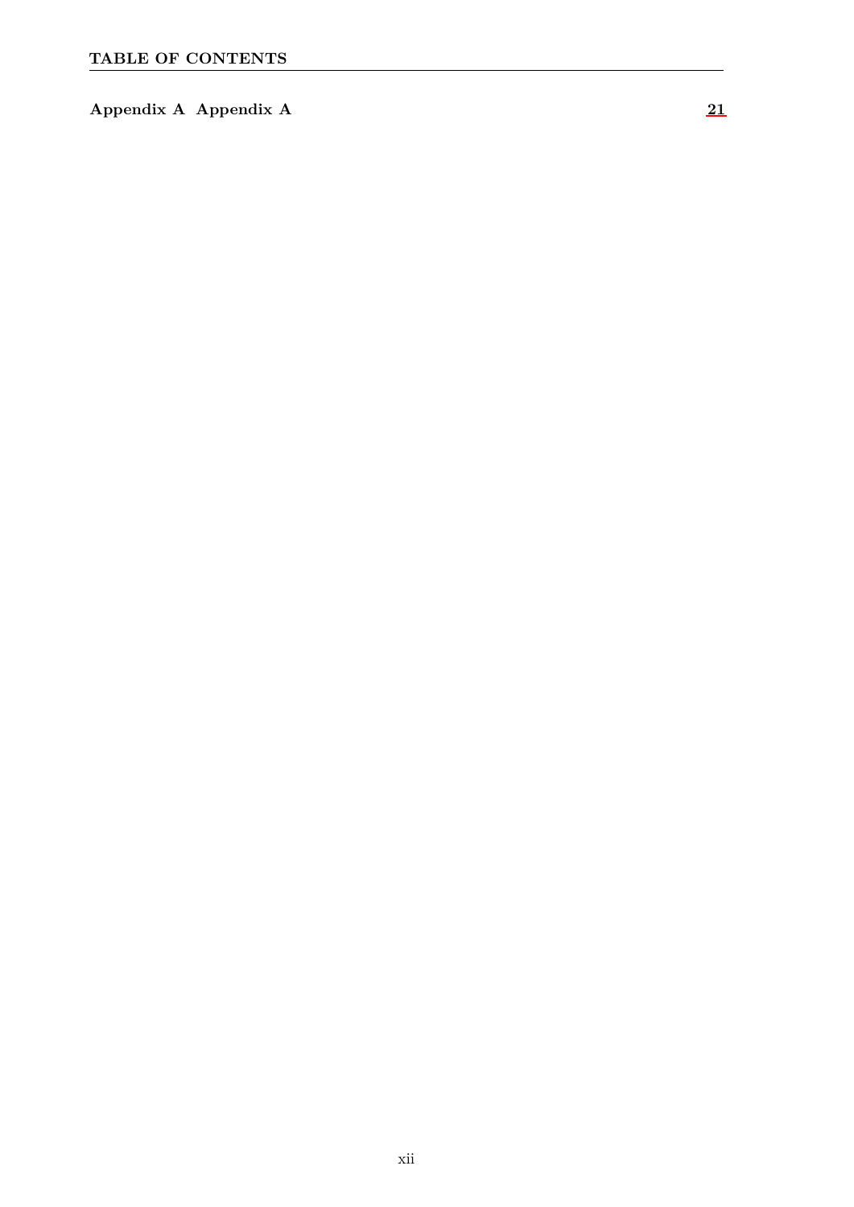**Appendix A Appendix A** 21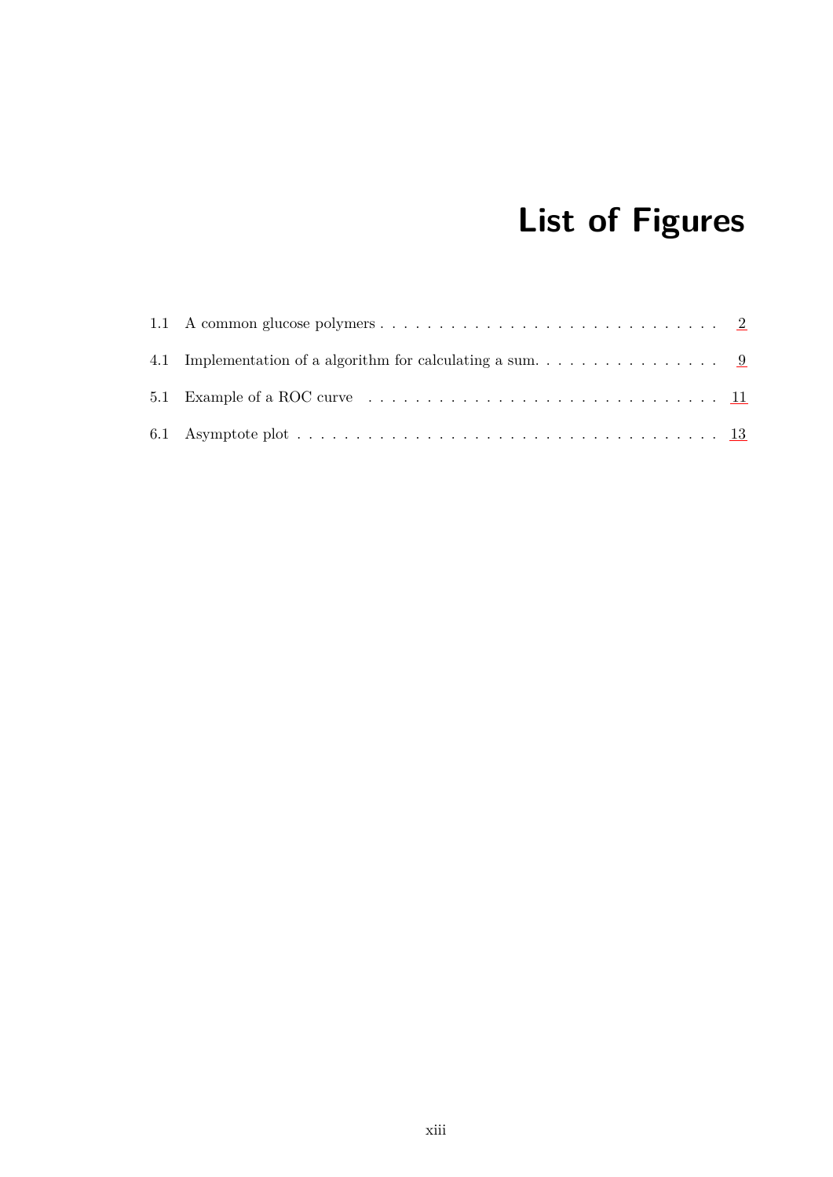# List of Figures

1.1 A common glucose polymers . . . . . . . . . . . . . . . . . . . . . . . . . . . . . 2

4.1 Implementation of a algorithm for calculating a sum. . . . . . . . . . . . . . . . . 9

5.1 Example of a ROC curve . . . . . . . . . . . . . . . . . . . . . . . . . . . . . . 11

6.1 Asymptote plot . . . . . . . . . . . . . . . . . . . . . . . . . . . . . . . . . . . . 13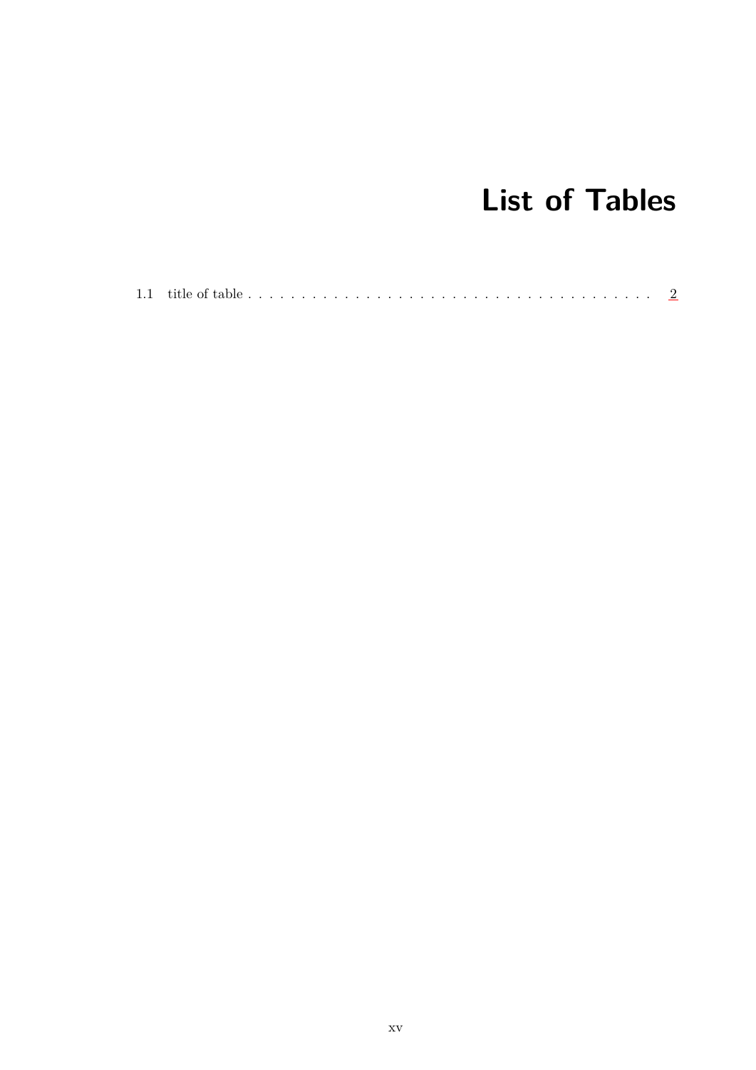# List of Tables

1.1 title of table . . . . . . . . . . . . . . . . . . . . . . . . . . . . . . . . . . . . . . . 2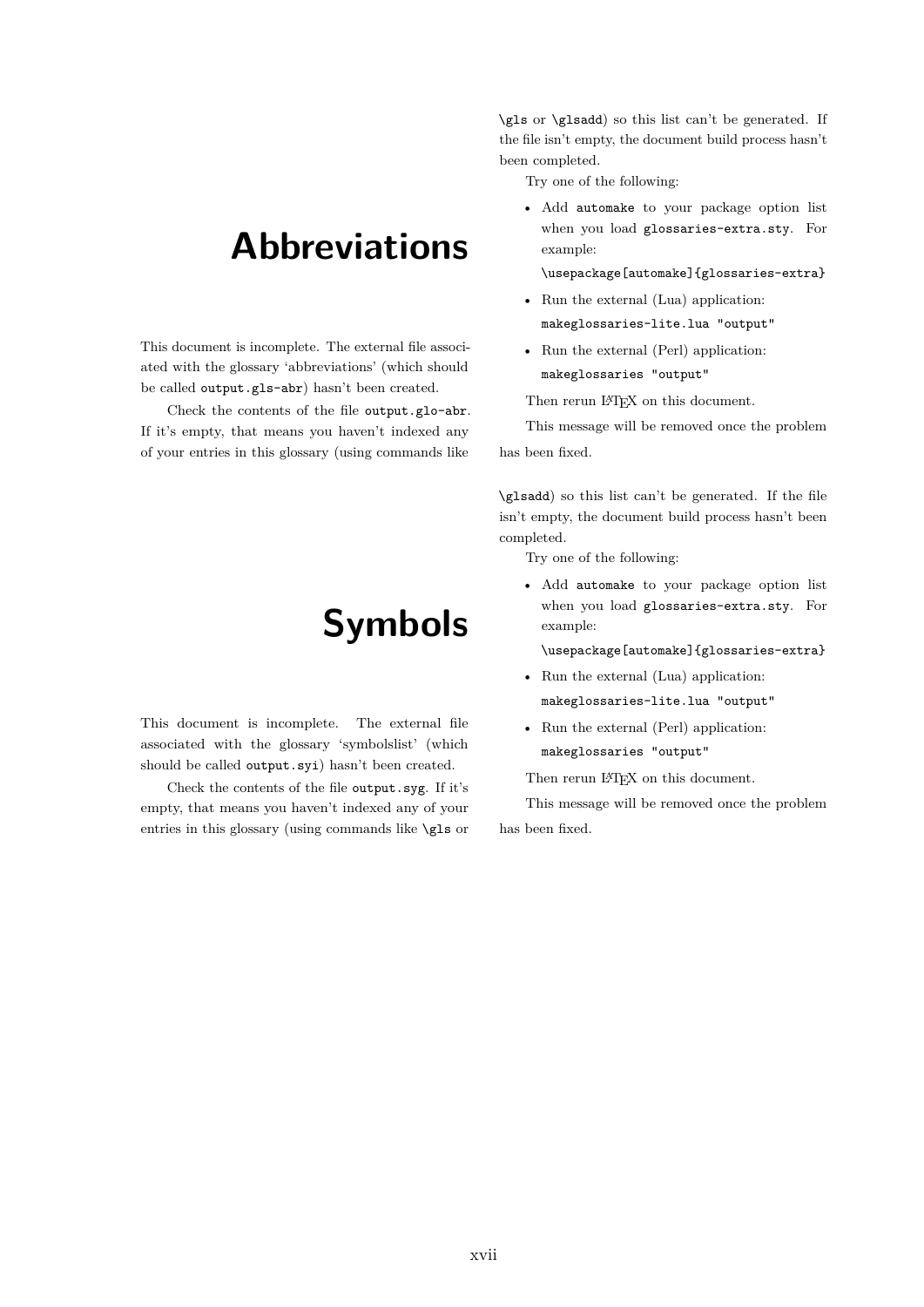# Abbreviations

This document is incomplete. The external file associated with the glossary 'abbreviations' (which should be called `output.gls-abr`) hasn't been created.

Check the contents of the file `output.glo-abr`. If it's empty, that means you haven't indexed any of your entries in this glossary (using commands like `\gls` or `\glsadd`) so this list can't be generated. If the file isn't empty, the document build process hasn't been completed.

Try one of the following:

- Add `automake` to your package option list when you load `glossaries-extra.sty`. For example:

  `\usepackage[automake]{glossaries-extra}`

- Run the external (Lua) application:

  `makeglossaries-lite.lua "output"`

- Run the external (Perl) application:

  `makeglossaries "output"`

Then rerun LaTeX on this document.

This message will be removed once the problem has been fixed.

# Symbols

This document is incomplete. The external file associated with the glossary 'symbolslist' (which should be called `output.syi`) hasn't been created.

Check the contents of the file `output.syg`. If it's empty, that means you haven't indexed any of your entries in this glossary (using commands like `\gls` or `\glsadd`) so this list can't be generated. If the file isn't empty, the document build process hasn't been completed.

Try one of the following:

- Add `automake` to your package option list when you load `glossaries-extra.sty`. For example:

  `\usepackage[automake]{glossaries-extra}`

- Run the external (Lua) application:

  `makeglossaries-lite.lua "output"`

- Run the external (Perl) application:

  `makeglossaries "output"`

Then rerun LaTeX on this document.

This message will be removed once the problem has been fixed.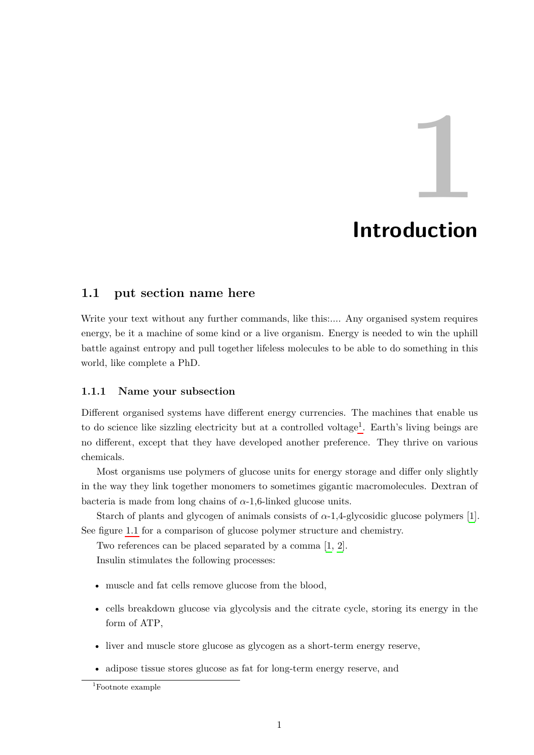# 1 Introduction

## 1.1 put section name here

Write your text without any further commands, like this:.... Any organised system requires energy, be it a machine of some kind or a live organism. Energy is needed to win the uphill battle against entropy and pull together lifeless molecules to be able to do something in this world, like complete a PhD.

### 1.1.1 Name your subsection

Different organised systems have different energy currencies. The machines that enable us to do science like sizzling electricity but at a controlled voltage[1]. Earth's living beings are no different, except that they have developed another preference. They thrive on various chemicals.

Most organisms use polymers of glucose units for energy storage and differ only slightly in the way they link together monomers to sometimes gigantic macromolecules. Dextran of bacteria is made from long chains of $\alpha$-1,6-linked glucose units.

Starch of plants and glycogen of animals consists of $\alpha$-1,4-glycosidic glucose polymers [1]. See figure 1.1 for a comparison of glucose polymer structure and chemistry.

Two references can be placed separated by a comma [1, 2].

Insulin stimulates the following processes:

- muscle and fat cells remove glucose from the blood,
- cells breakdown glucose via glycolysis and the citrate cycle, storing its energy in the form of ATP,
- liver and muscle store glucose as glycogen as a short-term energy reserve,
- adipose tissue stores glucose as fat for long-term energy reserve, and

[1] Footnote example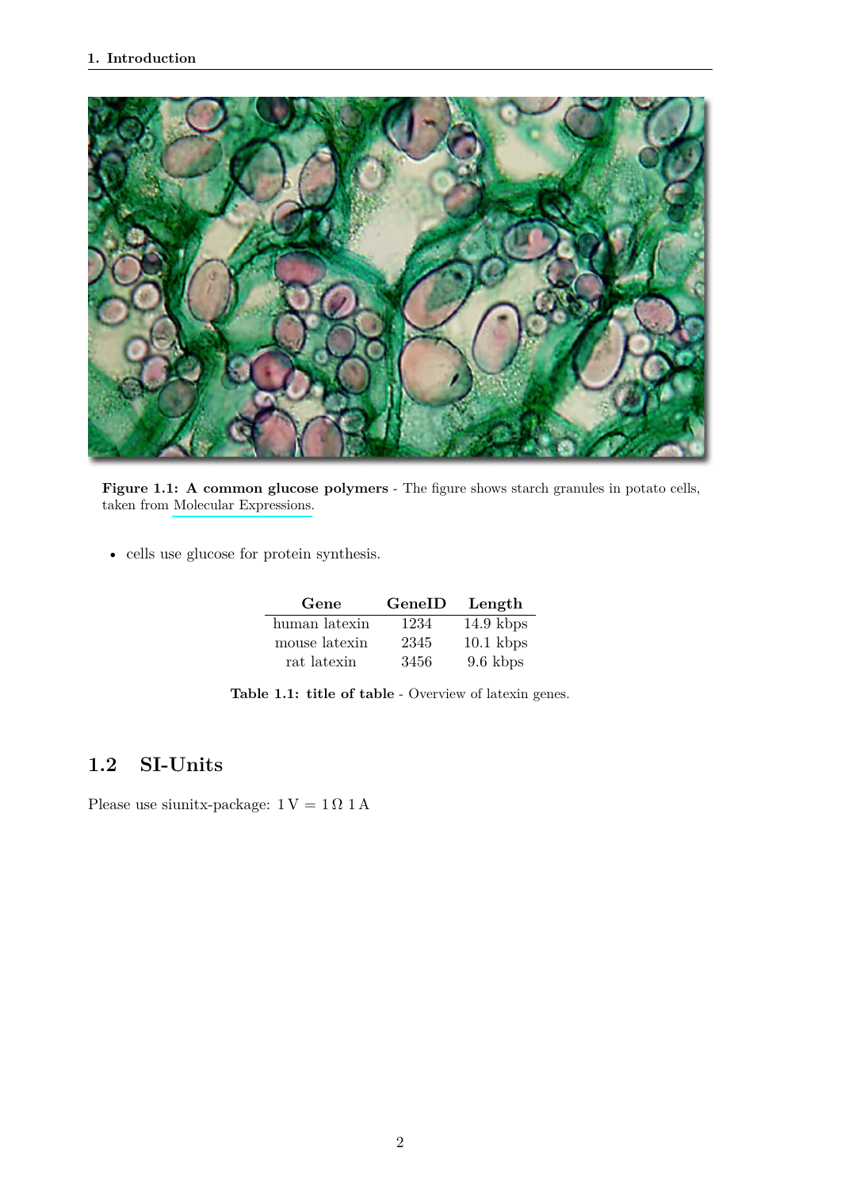**Figure 1.1: A common glucose polymers** - The figure shows starch granules in potato cells, taken from Molecular Expressions.

- cells use glucose for protein synthesis.

| Gene | GeneID | Length |
|---|---|---|
| human latexin | 1234 | 14.9 kbps |
| mouse latexin | 2345 | 10.1 kbps |
| rat latexin | 3456 | 9.6 kbps |

**Table 1.1: title of table** - Overview of latexin genes.

## 1.2 SI-Units

Please use siunitx-package: $1\,\mathrm{V} = 1\,\Omega\ 1\,\mathrm{A}$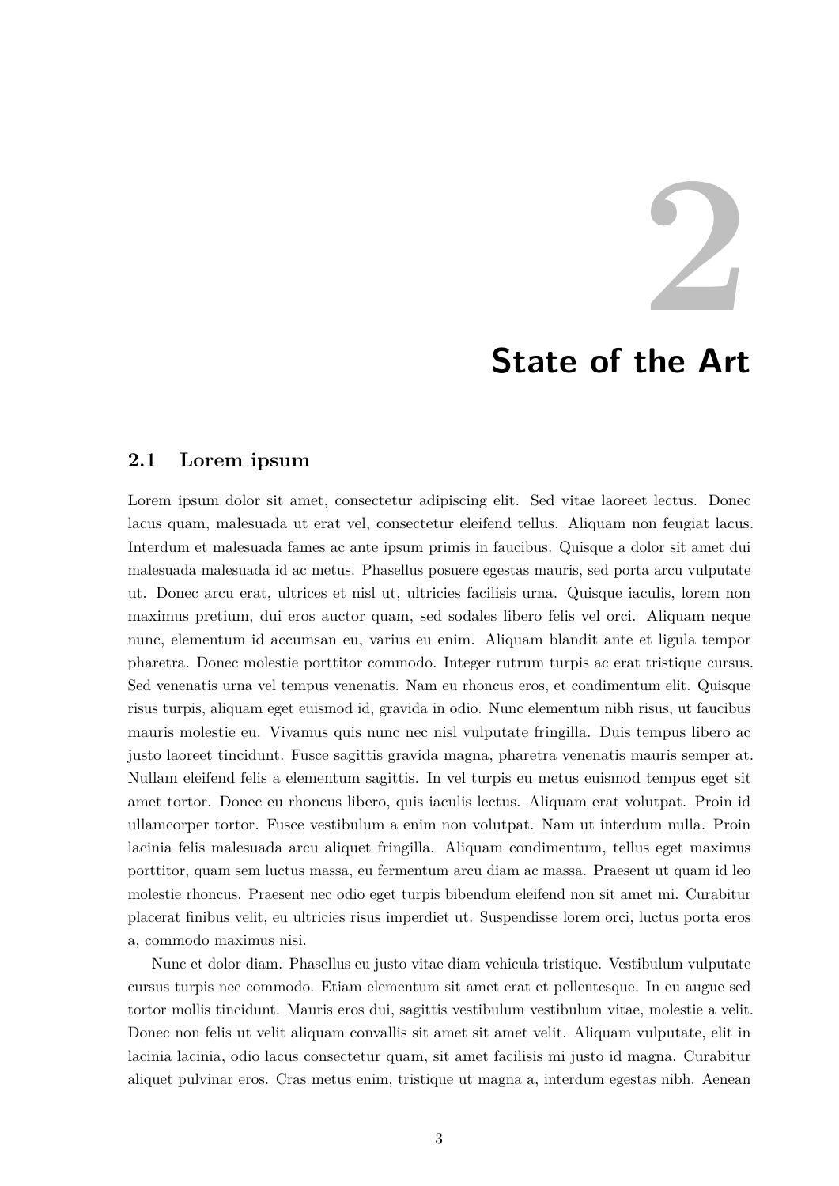# 2 State of the Art

## 2.1 Lorem ipsum

Lorem ipsum dolor sit amet, consectetur adipiscing elit. Sed vitae laoreet lectus. Donec lacus quam, malesuada ut erat vel, consectetur eleifend tellus. Aliquam non feugiat lacus. Interdum et malesuada fames ac ante ipsum primis in faucibus. Quisque a dolor sit amet dui malesuada malesuada id ac metus. Phasellus posuere egestas mauris, sed porta arcu vulputate ut. Donec arcu erat, ultrices et nisl ut, ultricies facilisis urna. Quisque iaculis, lorem non maximus pretium, dui eros auctor quam, sed sodales libero felis vel orci. Aliquam neque nunc, elementum id accumsan eu, varius eu enim. Aliquam blandit ante et ligula tempor pharetra. Donec molestie porttitor commodo. Integer rutrum turpis ac erat tristique cursus. Sed venenatis urna vel tempus venenatis. Nam eu rhoncus eros, et condimentum elit. Quisque risus turpis, aliquam eget euismod id, gravida in odio. Nunc elementum nibh risus, ut faucibus mauris molestie eu. Vivamus quis nunc nec nisl vulputate fringilla. Duis tempus libero ac justo laoreet tincidunt. Fusce sagittis gravida magna, pharetra venenatis mauris semper at. Nullam eleifend felis a elementum sagittis. In vel turpis eu metus euismod tempus eget sit amet tortor. Donec eu rhoncus libero, quis iaculis lectus. Aliquam erat volutpat. Proin id ullamcorper tortor. Fusce vestibulum a enim non volutpat. Nam ut interdum nulla. Proin lacinia felis malesuada arcu aliquet fringilla. Aliquam condimentum, tellus eget maximus porttitor, quam sem luctus massa, eu fermentum arcu diam ac massa. Praesent ut quam id leo molestie rhoncus. Praesent nec odio eget turpis bibendum eleifend non sit amet mi. Curabitur placerat finibus velit, eu ultricies risus imperdiet ut. Suspendisse lorem orci, luctus porta eros a, commodo maximus nisi.

Nunc et dolor diam. Phasellus eu justo vitae diam vehicula tristique. Vestibulum vulputate cursus turpis nec commodo. Etiam elementum sit amet erat et pellentesque. In eu augue sed tortor mollis tincidunt. Mauris eros dui, sagittis vestibulum vestibulum vitae, molestie a velit. Donec non felis ut velit aliquam convallis sit amet sit amet velit. Aliquam vulputate, elit in lacinia lacinia, odio lacus consectetur quam, sit amet facilisis mi justo id magna. Curabitur aliquet pulvinar eros. Cras metus enim, tristique ut magna a, interdum egestas nibh. Aenean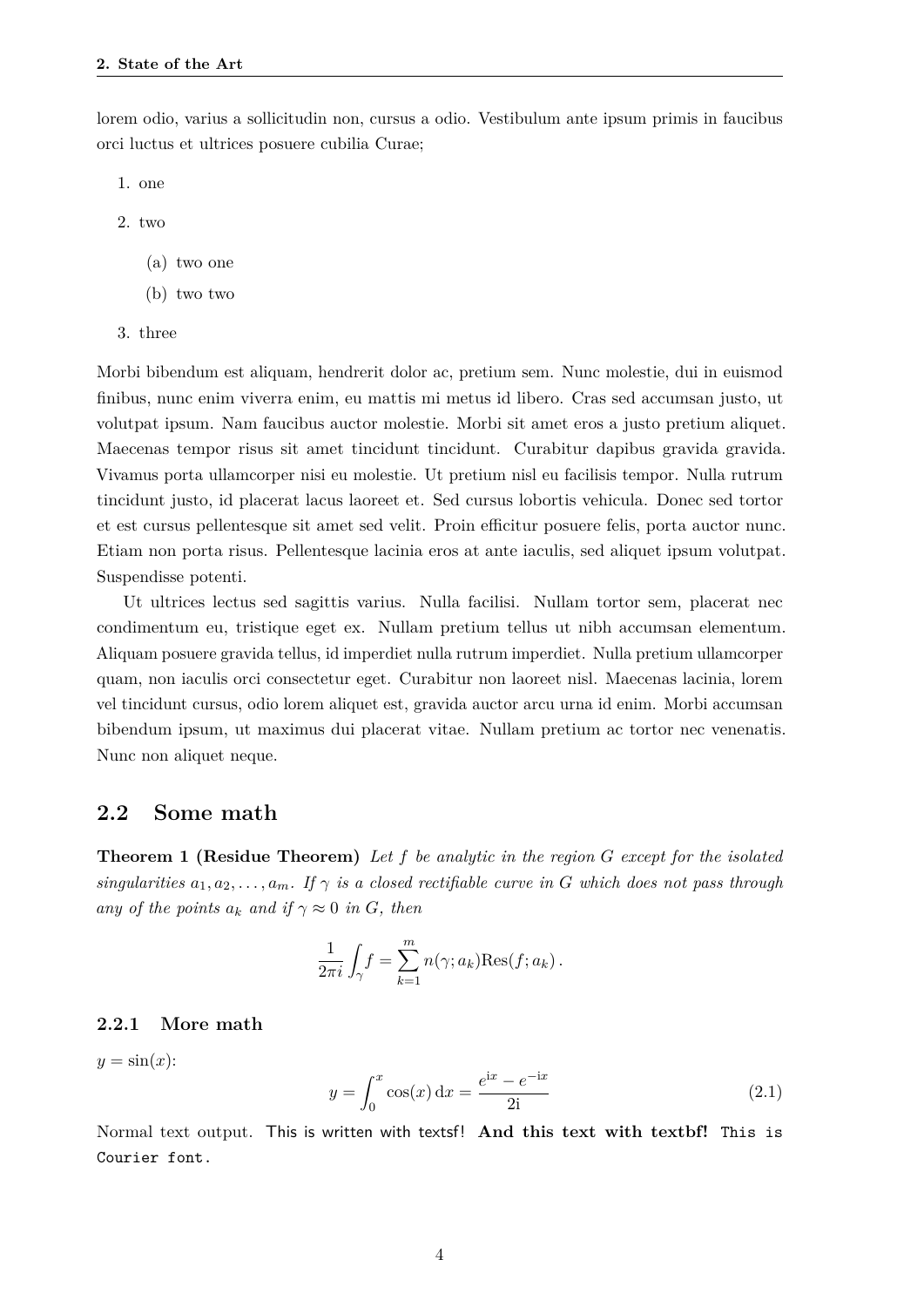lorem odio, varius a sollicitudin non, cursus a odio. Vestibulum ante ipsum primis in faucibus orci luctus et ultrices posuere cubilia Curae;

1. one
2. two
   (a) two one
   (b) two two
3. three

Morbi bibendum est aliquam, hendrerit dolor ac, pretium sem. Nunc molestie, dui in euismod finibus, nunc enim viverra enim, eu mattis mi metus id libero. Cras sed accumsan justo, ut volutpat ipsum. Nam faucibus auctor molestie. Morbi sit amet eros a justo pretium aliquet. Maecenas tempor risus sit amet tincidunt tincidunt. Curabitur dapibus gravida gravida. Vivamus porta ullamcorper nisi eu molestie. Ut pretium nisl eu facilisis tempor. Nulla rutrum tincidunt justo, id placerat lacus laoreet et. Sed cursus lobortis vehicula. Donec sed tortor et est cursus pellentesque sit amet sed velit. Proin efficitur posuere felis, porta auctor nunc. Etiam non porta risus. Pellentesque lacinia eros at ante iaculis, sed aliquet ipsum volutpat. Suspendisse potenti.

Ut ultrices lectus sed sagittis varius. Nulla facilisi. Nullam tortor sem, placerat nec condimentum eu, tristique eget ex. Nullam pretium tellus ut nibh accumsan elementum. Aliquam posuere gravida tellus, id imperdiet nulla rutrum imperdiet. Nulla pretium ullamcorper quam, non iaculis orci consectetur eget. Curabitur non laoreet nisl. Maecenas lacinia, lorem vel tincidunt cursus, odio lorem aliquet est, gravida auctor arcu urna id enim. Morbi accumsan bibendum ipsum, ut maximus dui placerat vitae. Nullam pretium ac tortor nec venenatis. Nunc non aliquet neque.

## 2.2 Some math

**Theorem 1 (Residue Theorem)** *Let $f$ be analytic in the region $G$ except for the isolated singularities $a_1, a_2, \ldots, a_m$. If $\gamma$ is a closed rectifiable curve in $G$ which does not pass through any of the points $a_k$ and if $\gamma \approx 0$ in $G$, then*

$$\frac{1}{2\pi i} \int_\gamma f = \sum_{k=1}^{m} n(\gamma; a_k) \mathrm{Res}(f; a_k) .$$

### 2.2.1 More math

$y = \sin(x)$:

$$y = \int_0^x \cos(x) \, \mathrm{d}x = \frac{e^{\mathrm{i}x} - e^{-\mathrm{i}x}}{2\mathrm{i}} \tag{2.1}$$

Normal text output. This is written with textsf! **And this text with textbf!** `This is Courier font.`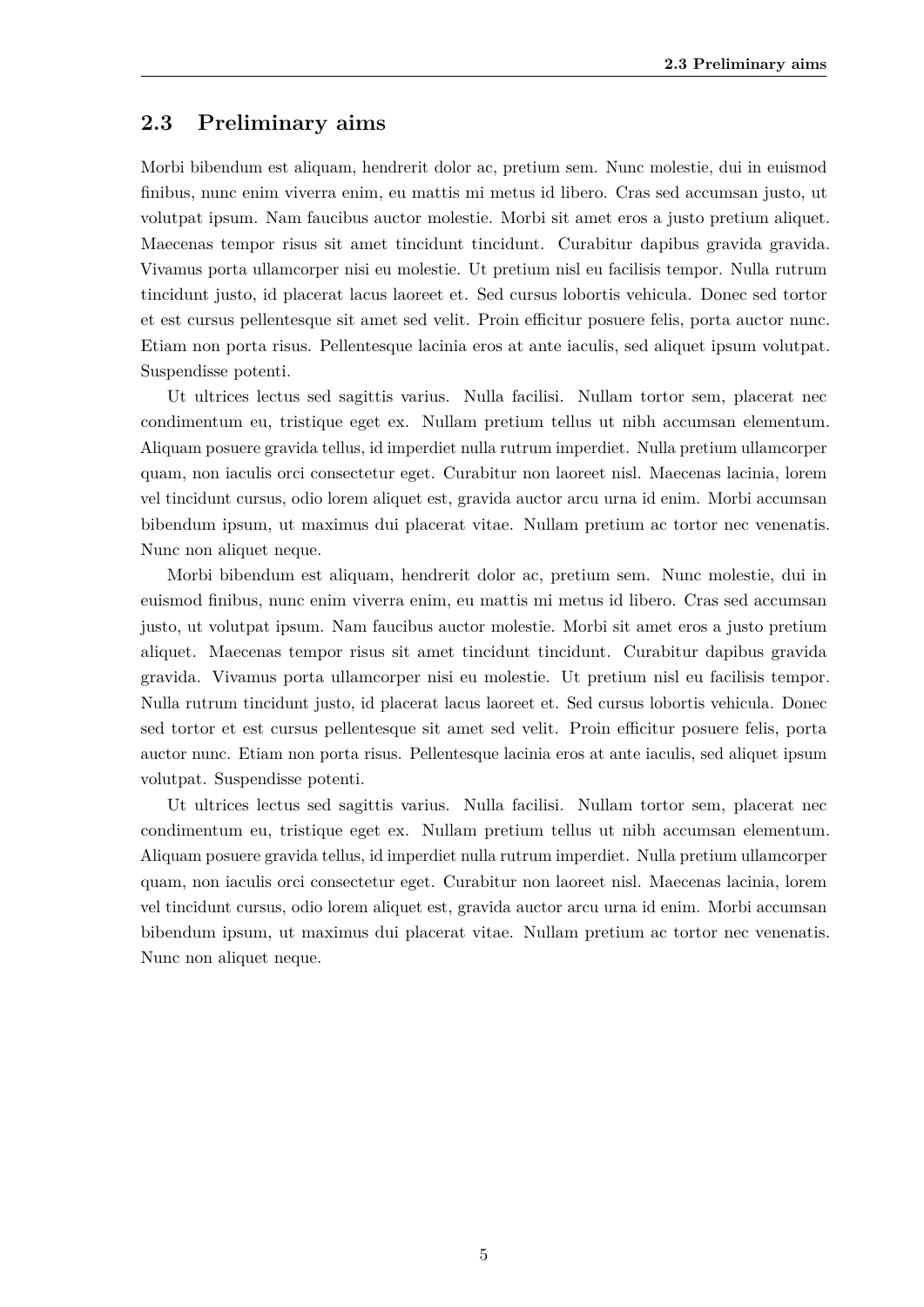## 2.3 Preliminary aims

Morbi bibendum est aliquam, hendrerit dolor ac, pretium sem. Nunc molestie, dui in euismod finibus, nunc enim viverra enim, eu mattis mi metus id libero. Cras sed accumsan justo, ut volutpat ipsum. Nam faucibus auctor molestie. Morbi sit amet eros a justo pretium aliquet. Maecenas tempor risus sit amet tincidunt tincidunt. Curabitur dapibus gravida gravida. Vivamus porta ullamcorper nisi eu molestie. Ut pretium nisl eu facilisis tempor. Nulla rutrum tincidunt justo, id placerat lacus laoreet et. Sed cursus lobortis vehicula. Donec sed tortor et est cursus pellentesque sit amet sed velit. Proin efficitur posuere felis, porta auctor nunc. Etiam non porta risus. Pellentesque lacinia eros at ante iaculis, sed aliquet ipsum volutpat. Suspendisse potenti.

Ut ultrices lectus sed sagittis varius. Nulla facilisi. Nullam tortor sem, placerat nec condimentum eu, tristique eget ex. Nullam pretium tellus ut nibh accumsan elementum. Aliquam posuere gravida tellus, id imperdiet nulla rutrum imperdiet. Nulla pretium ullamcorper quam, non iaculis orci consectetur eget. Curabitur non laoreet nisl. Maecenas lacinia, lorem vel tincidunt cursus, odio lorem aliquet est, gravida auctor arcu urna id enim. Morbi accumsan bibendum ipsum, ut maximus dui placerat vitae. Nullam pretium ac tortor nec venenatis. Nunc non aliquet neque.

Morbi bibendum est aliquam, hendrerit dolor ac, pretium sem. Nunc molestie, dui in euismod finibus, nunc enim viverra enim, eu mattis mi metus id libero. Cras sed accumsan justo, ut volutpat ipsum. Nam faucibus auctor molestie. Morbi sit amet eros a justo pretium aliquet. Maecenas tempor risus sit amet tincidunt tincidunt. Curabitur dapibus gravida gravida. Vivamus porta ullamcorper nisi eu molestie. Ut pretium nisl eu facilisis tempor. Nulla rutrum tincidunt justo, id placerat lacus laoreet et. Sed cursus lobortis vehicula. Donec sed tortor et est cursus pellentesque sit amet sed velit. Proin efficitur posuere felis, porta auctor nunc. Etiam non porta risus. Pellentesque lacinia eros at ante iaculis, sed aliquet ipsum volutpat. Suspendisse potenti.

Ut ultrices lectus sed sagittis varius. Nulla facilisi. Nullam tortor sem, placerat nec condimentum eu, tristique eget ex. Nullam pretium tellus ut nibh accumsan elementum. Aliquam posuere gravida tellus, id imperdiet nulla rutrum imperdiet. Nulla pretium ullamcorper quam, non iaculis orci consectetur eget. Curabitur non laoreet nisl. Maecenas lacinia, lorem vel tincidunt cursus, odio lorem aliquet est, gravida auctor arcu urna id enim. Morbi accumsan bibendum ipsum, ut maximus dui placerat vitae. Nullam pretium ac tortor nec venenatis. Nunc non aliquet neque.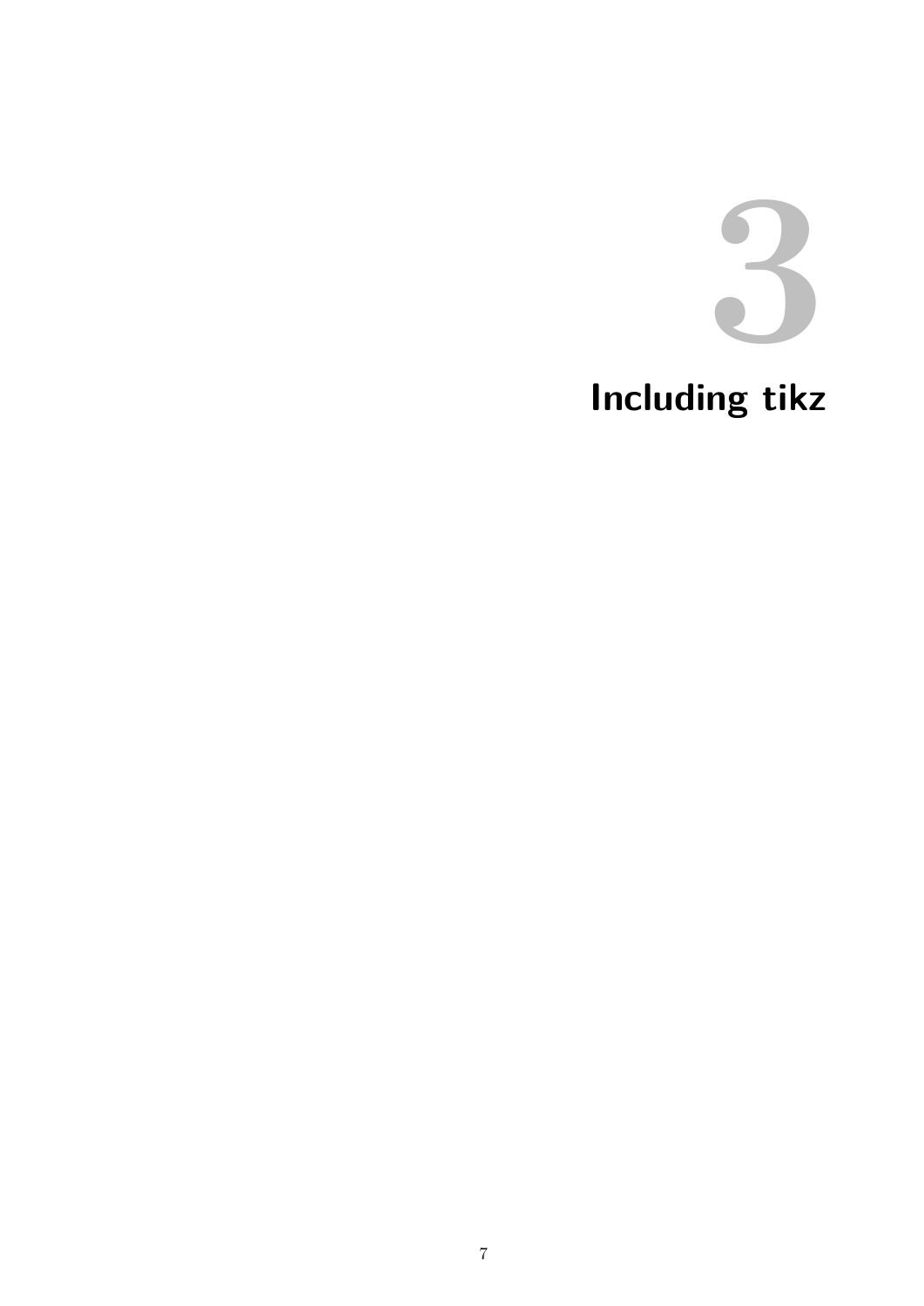# 3 Including tikz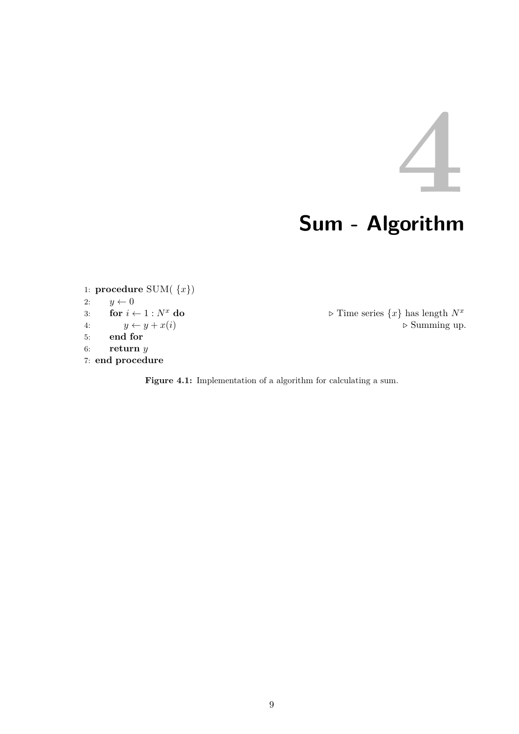# 4 Sum - Algorithm

```
1: procedure SUM( {x})
2:     y ← 0
3:     for i ← 1 : N^x do                ▷ Time series {x} has length N^x
4:         y ← y + x(i)                   ▷ Summing up.
5:     end for
6:     return y
7: end procedure
```

**Figure 4.1:** Implementation of a algorithm for calculating a sum.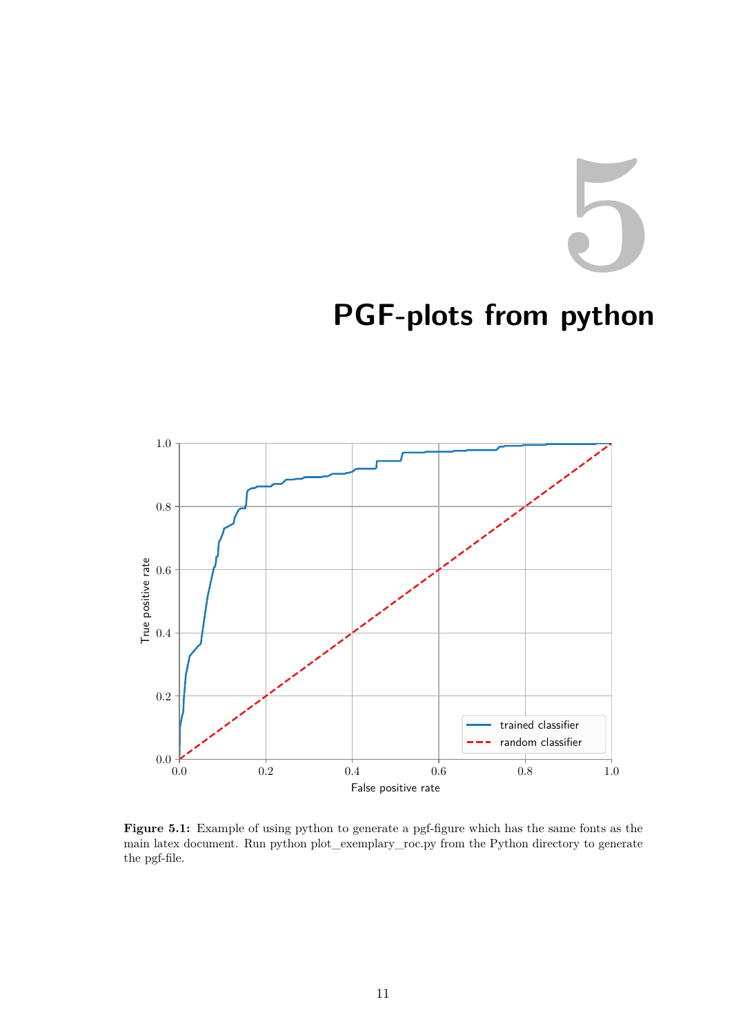# 5 PGF-plots from python

**Figure 5.1:** Example of using python to generate a pgf-figure which has the same fonts as the main latex document. Run python plot_exemplary_roc.py from the Python directory to generate the pgf-file.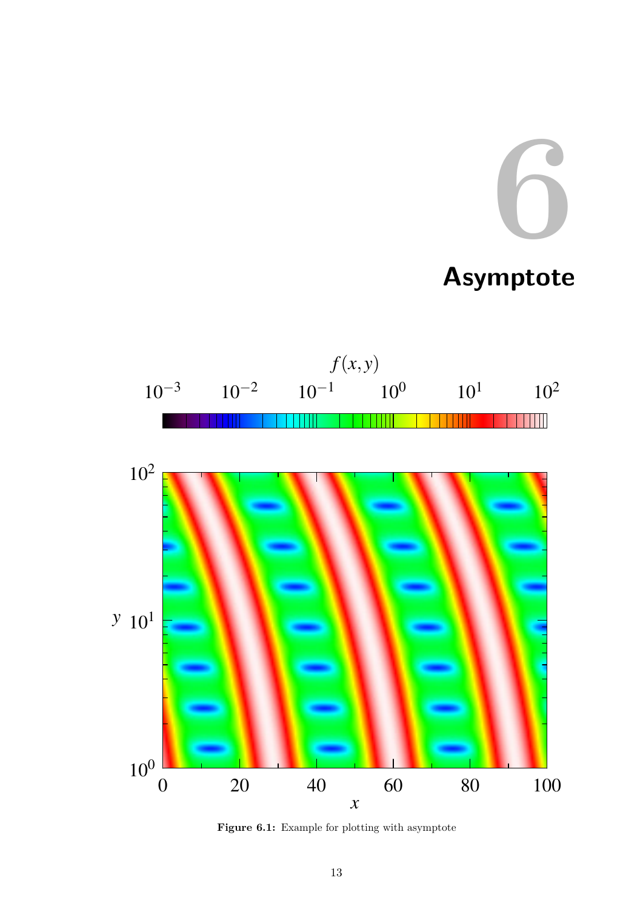# 6 Asymptote

**Figure 6.1:** Example for plotting with asymptote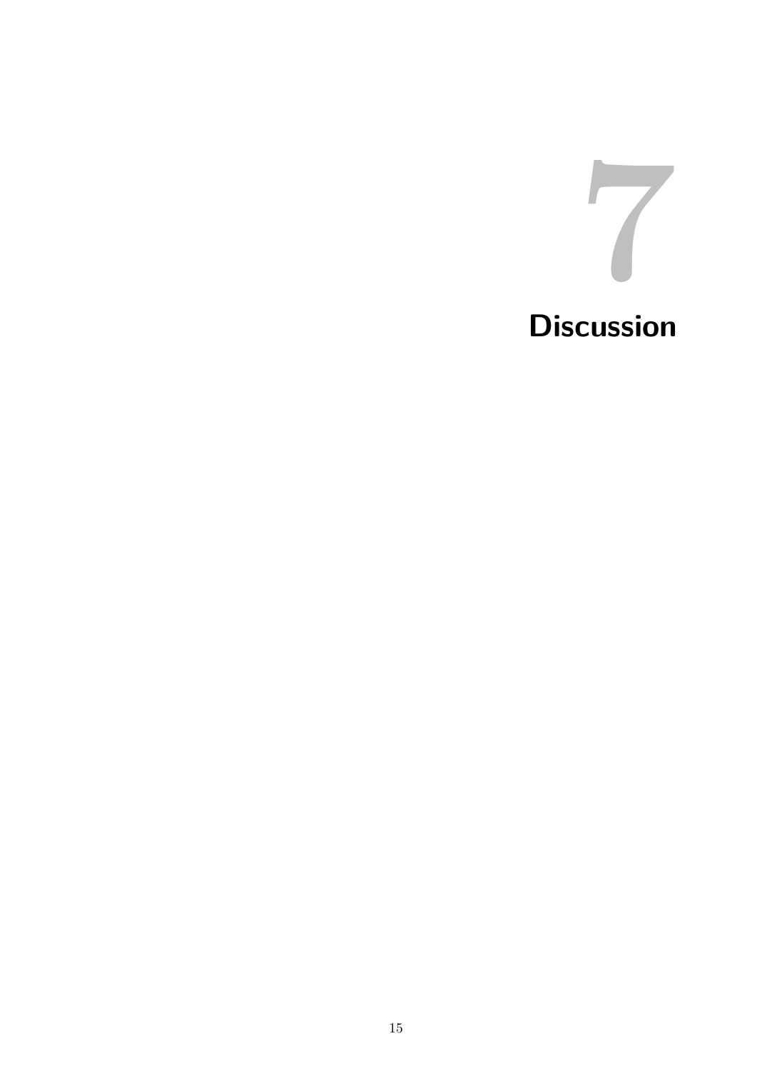# 7 Discussion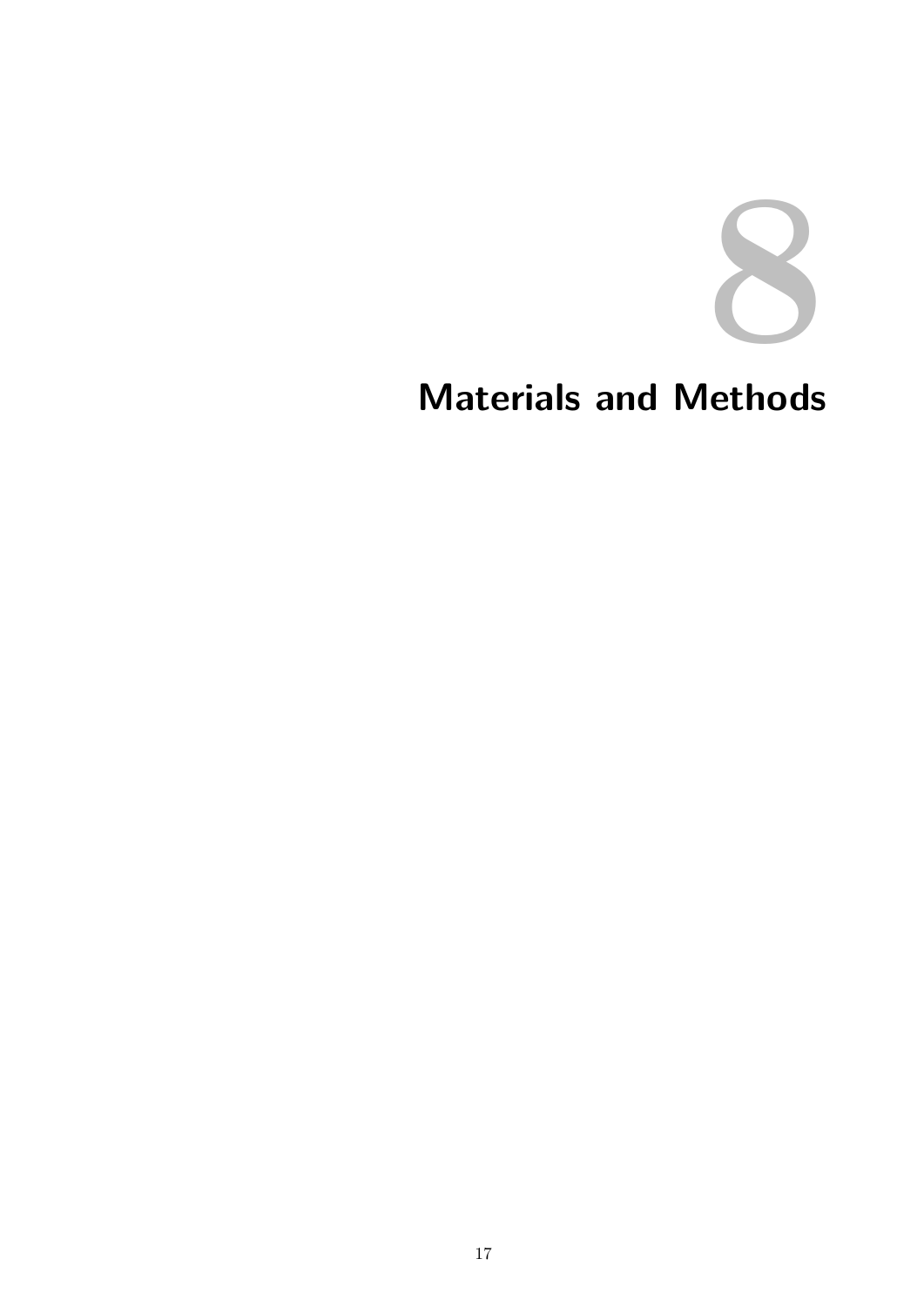# 8 Materials and Methods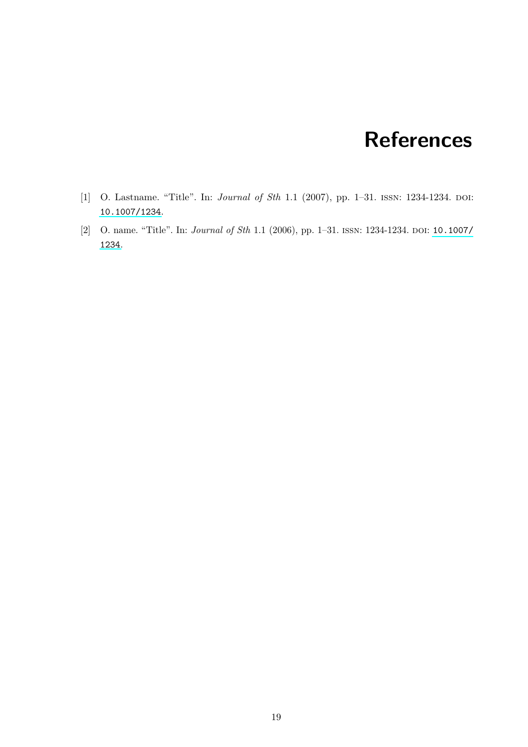# References

[1] O. Lastname. "Title". In: *Journal of Sth* 1.1 (2007), pp. 1–31. ISSN: 1234-1234. DOI: 10.1007/1234.

[2] O. name. "Title". In: *Journal of Sth* 1.1 (2006), pp. 1–31. ISSN: 1234-1234. DOI: 10.1007/1234.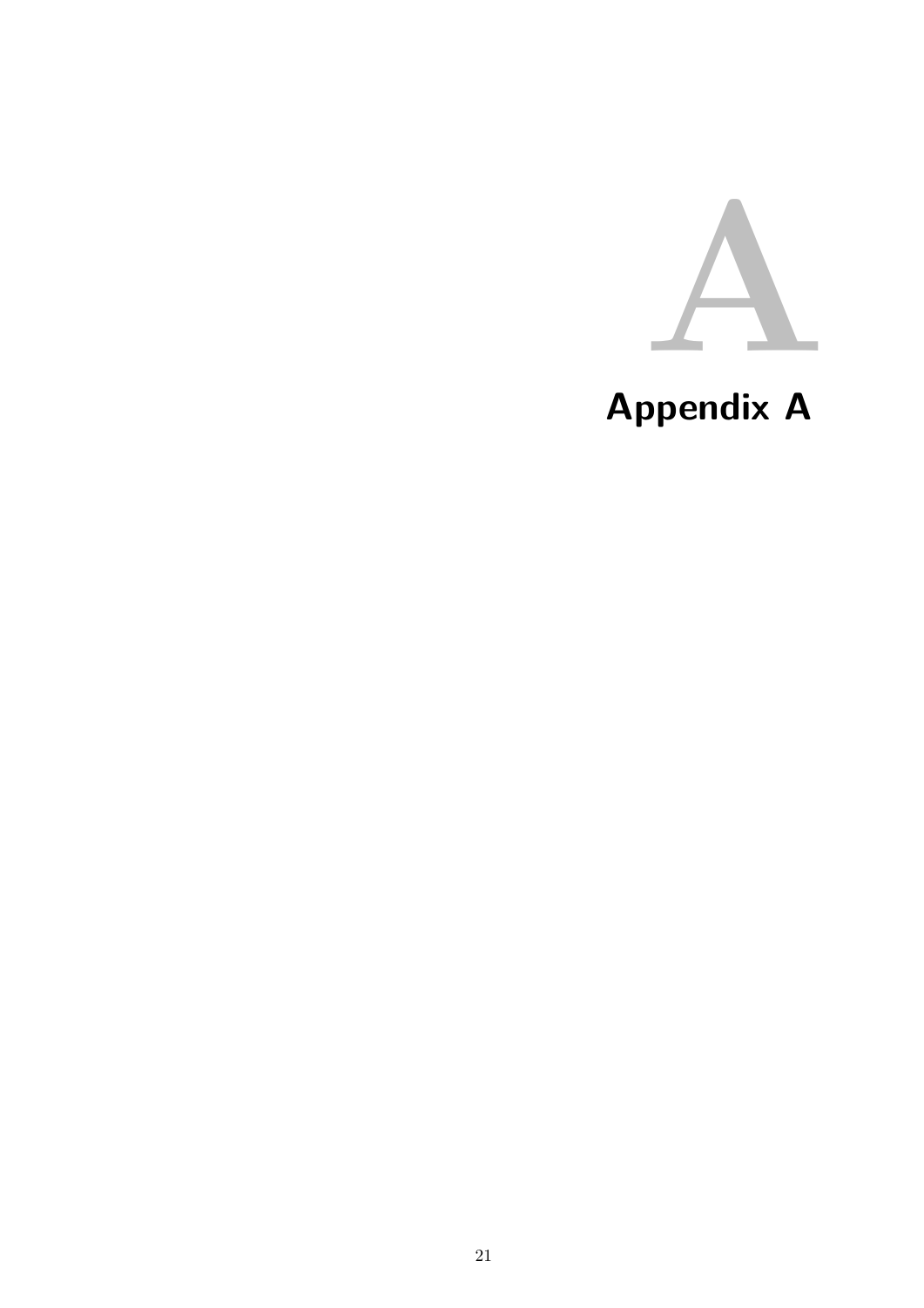# Appendix A